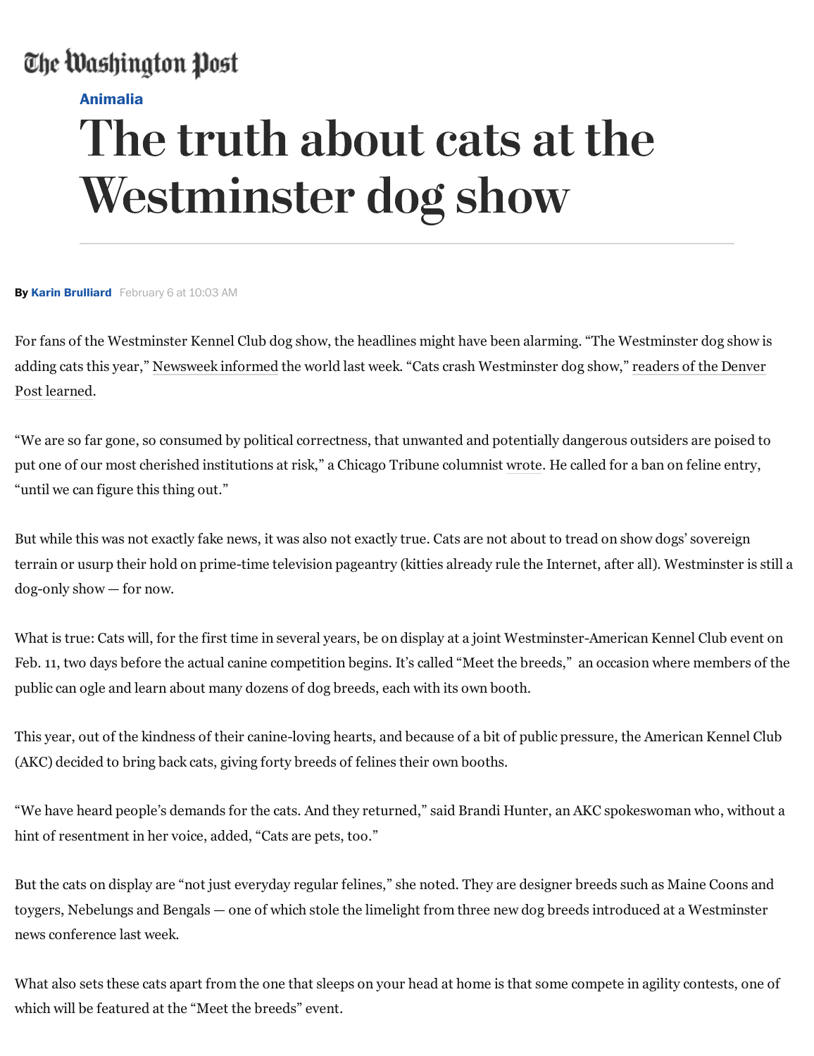The Washington Post

**Animalia**

# The truth about cats at the Westminster dog show

**By Karin Brulliard** February 6 at 10:03 AM

For fans of the Westminster Kennel Club dog show, the headlines might have been alarming. "The Westminster dog show is adding cats this year," Newsweek informed the world last week. "Cats crash Westminster dog show," readers of the Denver Post learned.

"We are so far gone, so consumed by political correctness, that unwanted and potentially dangerous outsiders are poised to put one of our most cherished institutions at risk," a Chicago Tribune columnist wrote. He called for a ban on feline entry, "until we can figure this thing out."

But while this was not exactly fake news, it was also not exactly true. Cats are not about to tread on show dogs' sovereign terrain or usurp their hold on prime-time television pageantry (kitties already rule the Internet, after all). Westminster is still a dog-only show — for now.

What is true: Cats will, for the first time in several years, be on display at a joint Westminster-American Kennel Club event on Feb. 11, two days before the actual canine competition begins. It's called "Meet the breeds," an occasion where members of the public can ogle and learn about many dozens of dog breeds, each with its own booth.

This year, out of the kindness of their canine-loving hearts, and because of a bit of public pressure, the American Kennel Club (AKC) decided to bring back cats, giving forty breeds of felines their own booths.

"We have heard people's demands for the cats. And they returned," said Brandi Hunter, an AKC spokeswoman who, without a hint of resentment in her voice, added, "Cats are pets, too."

But the cats on display are "not just everyday regular felines," she noted. They are designer breeds such as Maine Coons and toygers, Nebelungs and Bengals — one of which stole the limelight from three new dog breeds introduced at a Westminster news conference last week.

What also sets these cats apart from the one that sleeps on your head at home is that some compete in agility contests, one of which will be featured at the "Meet the breeds" event.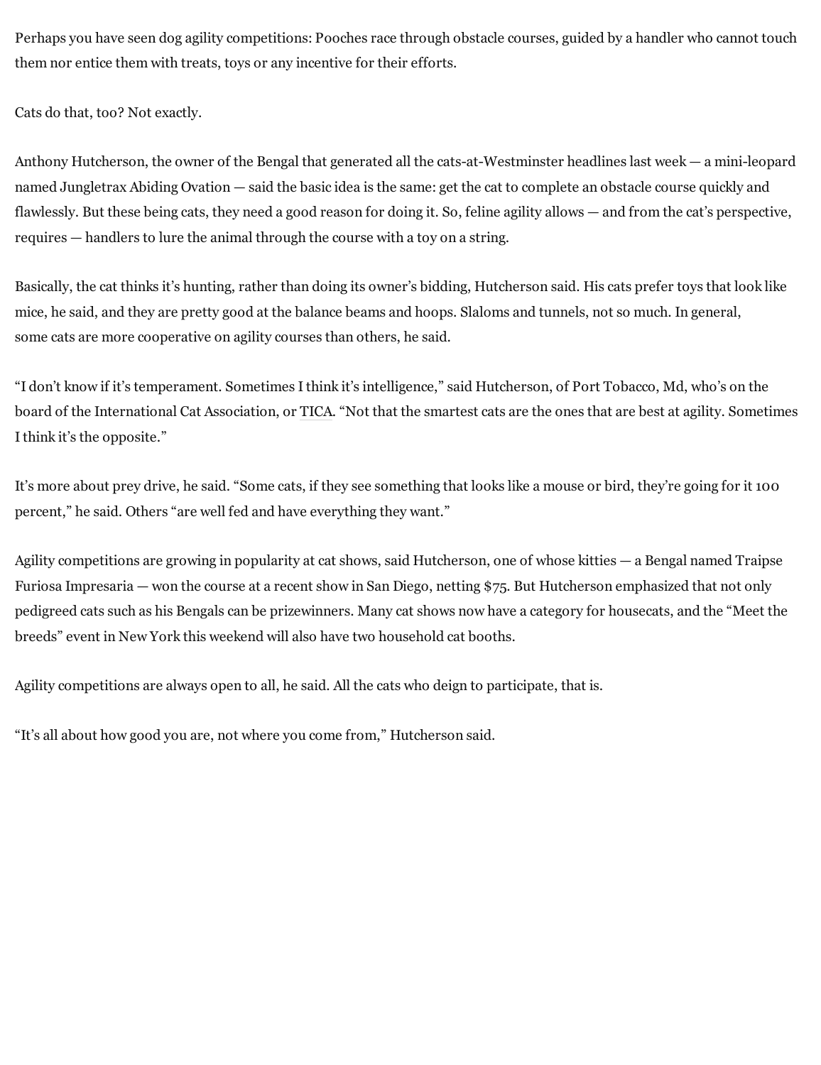Perhaps you have seen dog agility competitions: Pooches race through obstacle courses, guided by a handler who cannot touch them nor entice them with treats, toys or any incentive for their efforts.

Cats do that, too? Not exactly.

Anthony Hutcherson, the owner of the Bengal that generated all the cats-at-Westminster headlines last week — a mini-leopard named Jungletrax Abiding Ovation — said the basic idea is the same: get the cat to complete an obstacle course quickly and flawlessly. But these being cats, they need a good reason for doing it. So, feline agility allows — and from the cat's perspective, requires — handlers to lure the animal through the course with a toy on a string.

Basically, the cat thinks it's hunting, rather than doing its owner's bidding, Hutcherson said. His cats prefer toys that look like mice, he said, and they are pretty good at the balance beams and hoops. Slaloms and tunnels, not so much. In general, some cats are more cooperative on agility courses than others, he said.

"I don't know if it's temperament. Sometimes I think it's intelligence," said Hutcherson, of Port Tobacco, Md, who's on the board of the International Cat Association, or TICA. "Not that the smartest cats are the ones that are best at agility. Sometimes I think it's the opposite."

It's more about prey drive, he said. "Some cats, if they see something that looks like a mouse or bird, they're going for it 100 percent," he said. Others "are well fed and have everything they want."

Agility competitions are growing in popularity at cat shows, said Hutcherson, one of whose kitties — a Bengal named Traipse Furiosa Impresaria — won the course at a recent show in San Diego, netting $75. But Hutcherson emphasized that not only pedigreed cats such as his Bengals can be prizewinners. Many cat shows now have a category for housecats, and the "Meet the breeds" event in New York this weekend will also have two household cat booths.

Agility competitions are always open to all, he said. All the cats who deign to participate, that is.

"It's all about how good you are, not where you come from," Hutcherson said.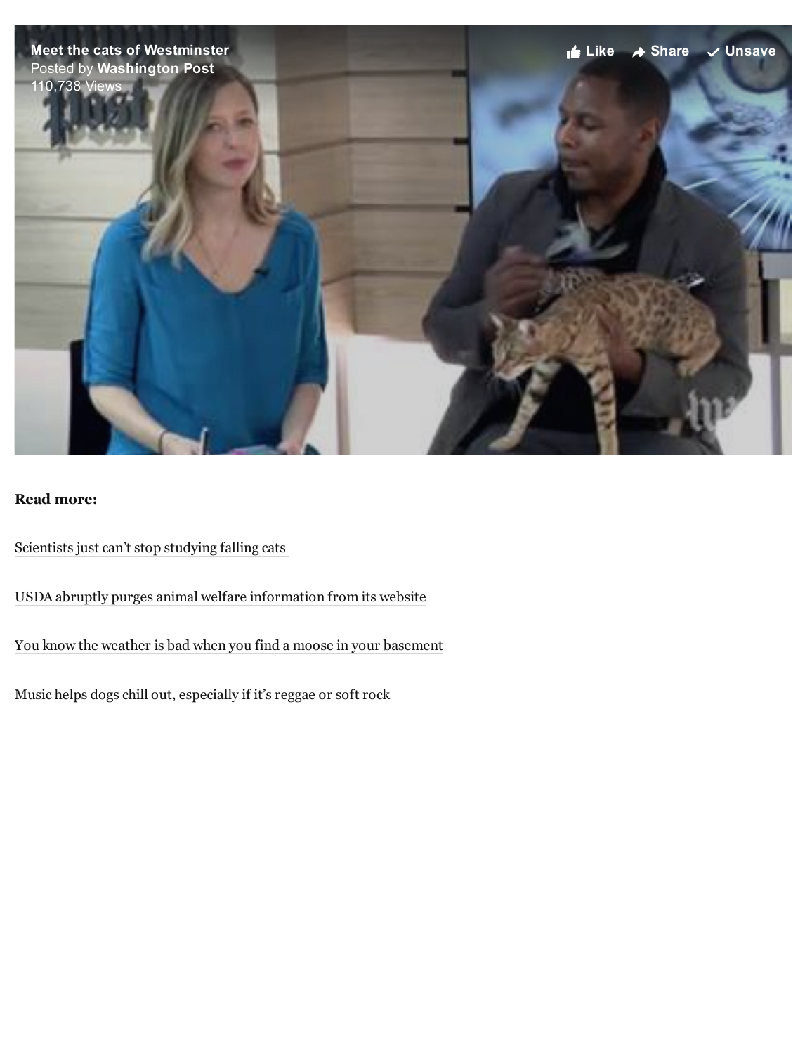Meet the cats of Westminster
Posted by **Washington Post**
110,738 Views

**Read more:**

Scientists just can't stop studying falling cats

USDA abruptly purges animal welfare information from its website

You know the weather is bad when you find a moose in your basement

Music helps dogs chill out, especially if it's reggae or soft rock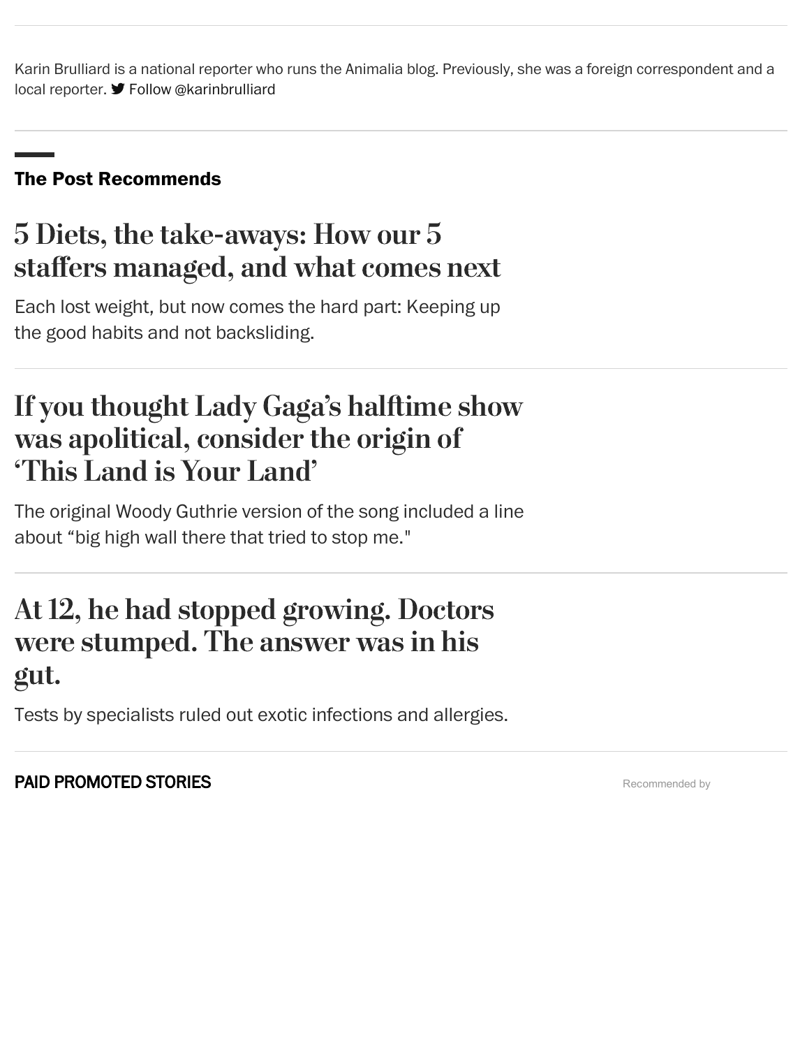Karin Brulliard is a national reporter who runs the Animalia blog. Previously, she was a foreign correspondent and a local reporter. Follow @karinbrulliard

## The Post Recommends

### 5 Diets, the take-aways: How our 5 staffers managed, and what comes next

Each lost weight, but now comes the hard part: Keeping up the good habits and not backsliding.

### If you thought Lady Gaga's halftime show was apolitical, consider the origin of 'This Land is Your Land'

The original Woody Guthrie version of the song included a line about "big high wall there that tried to stop me."

### At 12, he had stopped growing. Doctors were stumped. The answer was in his gut.

Tests by specialists ruled out exotic infections and allergies.

**PAID PROMOTED STORIES**

Recommended by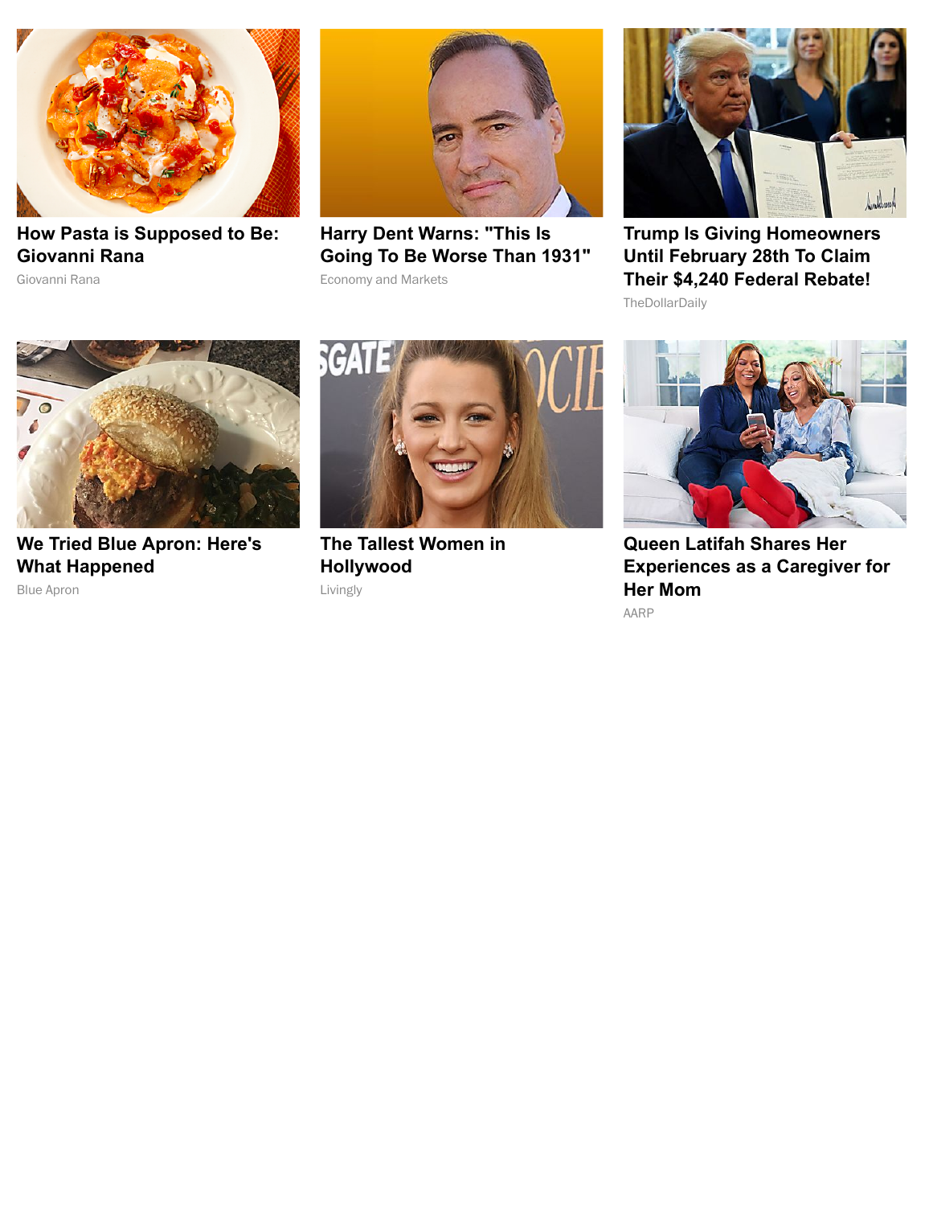**How Pasta is Supposed to Be: Giovanni Rana**
Giovanni Rana

**Harry Dent Warns: "This Is Going To Be Worse Than 1931"**
Economy and Markets

**Trump Is Giving Homeowners Until February 28th To Claim Their $4,240 Federal Rebate!**
TheDollarDaily

**We Tried Blue Apron: Here's What Happened**
Blue Apron

**The Tallest Women in Hollywood**
Livingly

**Queen Latifah Shares Her Experiences as a Caregiver for Her Mom**
AARP